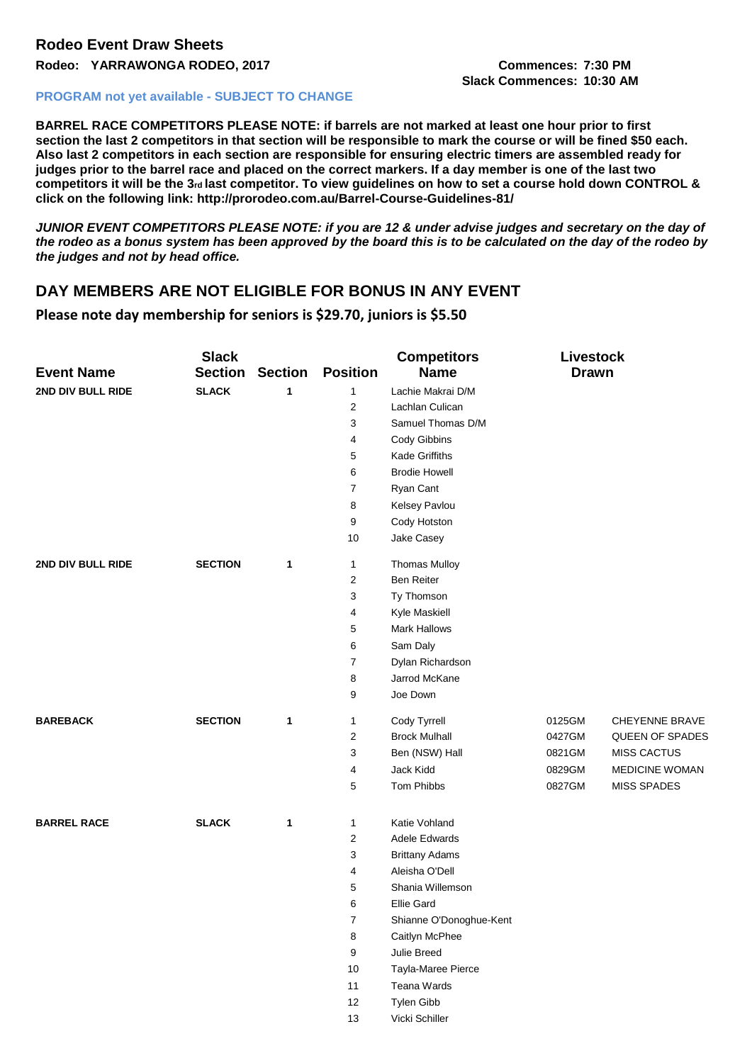## Rodeo Event Draw Sheets

**Rodeo: YARRAWONGA RODEO, 2017**

**Commences: 7:30 PM**
**Slack Commences: 10:30 AM**

**PROGRAM not yet available - SUBJECT TO CHANGE**

**BARREL RACE COMPETITORS PLEASE NOTE: if barrels are not marked at least one hour prior to first section the last 2 competitors in that section will be responsible to mark the course or will be fined $50 each. Also last 2 competitors in each section are responsible for ensuring electric timers are assembled ready for judges prior to the barrel race and placed on the correct markers. If a day member is one of the last two competitors it will be the 3rd last competitor. To view guidelines on how to set a course hold down CONTROL & click on the following link: http://prorodeo.com.au/Barrel-Course-Guidelines-81/**

***JUNIOR EVENT COMPETITORS PLEASE NOTE: if you are 12 & under advise judges and secretary on the day of the rodeo as a bonus system has been approved by the board this is to be calculated on the day of the rodeo by the judges and not by head office.***

## DAY MEMBERS ARE NOT ELIGIBLE FOR BONUS IN ANY EVENT

**Please note day membership for seniors is $29.70, juniors is $5.50**

| Event Name | Slack Section | Section | Position | Competitors Name | Livestock Drawn | |
|---|---|---|---|---|---|---|
| **2ND DIV BULL RIDE** | **SLACK** | **1** | 1 | Lachie Makrai D/M | | |
| | | | 2 | Lachlan Culican | | |
| | | | 3 | Samuel Thomas D/M | | |
| | | | 4 | Cody Gibbins | | |
| | | | 5 | Kade Griffiths | | |
| | | | 6 | Brodie Howell | | |
| | | | 7 | Ryan Cant | | |
| | | | 8 | Kelsey Pavlou | | |
| | | | 9 | Cody Hotston | | |
| | | | 10 | Jake Casey | | |
| **2ND DIV BULL RIDE** | **SECTION** | **1** | 1 | Thomas Mulloy | | |
| | | | 2 | Ben Reiter | | |
| | | | 3 | Ty Thomson | | |
| | | | 4 | Kyle Maskiell | | |
| | | | 5 | Mark Hallows | | |
| | | | 6 | Sam Daly | | |
| | | | 7 | Dylan Richardson | | |
| | | | 8 | Jarrod McKane | | |
| | | | 9 | Joe Down | | |
| **BAREBACK** | **SECTION** | **1** | 1 | Cody Tyrrell | 0125GM | CHEYENNE BRAVE |
| | | | 2 | Brock Mulhall | 0427GM | QUEEN OF SPADES |
| | | | 3 | Ben (NSW) Hall | 0821GM | MISS CACTUS |
| | | | 4 | Jack Kidd | 0829GM | MEDICINE WOMAN |
| | | | 5 | Tom Phibbs | 0827GM | MISS SPADES |
| **BARREL RACE** | **SLACK** | **1** | 1 | Katie Vohland | | |
| | | | 2 | Adele Edwards | | |
| | | | 3 | Brittany Adams | | |
| | | | 4 | Aleisha O'Dell | | |
| | | | 5 | Shania Willemson | | |
| | | | 6 | Ellie Gard | | |
| | | | 7 | Shianne O'Donoghue-Kent | | |
| | | | 8 | Caitlyn McPhee | | |
| | | | 9 | Julie Breed | | |
| | | | 10 | Tayla-Maree Pierce | | |
| | | | 11 | Teana Wards | | |
| | | | 12 | Tylen Gibb | | |
| | | | 13 | Vicki Schiller | | |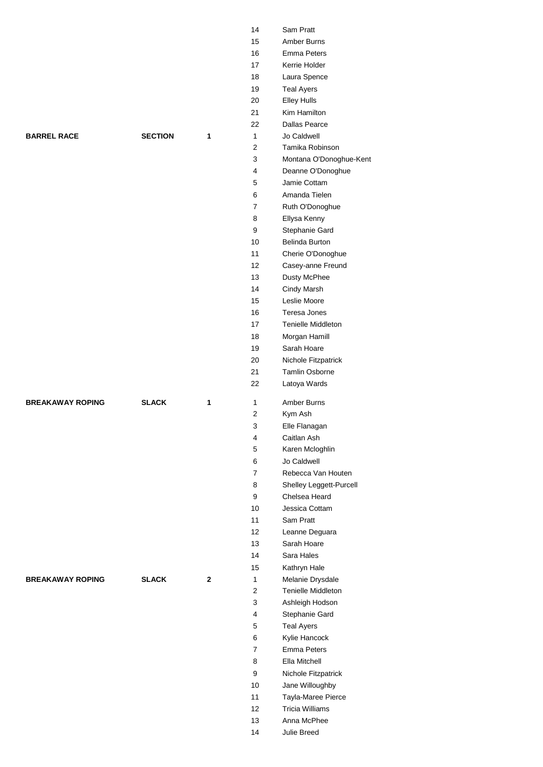| | | | | |
|---|---|---|---|---|
| | | | 14 | Sam Pratt |
| | | | 15 | Amber Burns |
| | | | 16 | Emma Peters |
| | | | 17 | Kerrie Holder |
| | | | 18 | Laura Spence |
| | | | 19 | Teal Ayers |
| | | | 20 | Elley Hulls |
| | | | 21 | Kim Hamilton |
| | | | 22 | Dallas Pearce |
| **BARREL RACE** | **SECTION** | **1** | 1 | Jo Caldwell |
| | | | 2 | Tamika Robinson |
| | | | 3 | Montana O'Donoghue-Kent |
| | | | 4 | Deanne O'Donoghue |
| | | | 5 | Jamie Cottam |
| | | | 6 | Amanda Tielen |
| | | | 7 | Ruth O'Donoghue |
| | | | 8 | Ellysa Kenny |
| | | | 9 | Stephanie Gard |
| | | | 10 | Belinda Burton |
| | | | 11 | Cherie O'Donoghue |
| | | | 12 | Casey-anne Freund |
| | | | 13 | Dusty McPhee |
| | | | 14 | Cindy Marsh |
| | | | 15 | Leslie Moore |
| | | | 16 | Teresa Jones |
| | | | 17 | Tenielle Middleton |
| | | | 18 | Morgan Hamill |
| | | | 19 | Sarah Hoare |
| | | | 20 | Nichole Fitzpatrick |
| | | | 21 | Tamlin Osborne |
| | | | 22 | Latoya Wards |
| **BREAKAWAY ROPING** | **SLACK** | **1** | 1 | Amber Burns |
| | | | 2 | Kym Ash |
| | | | 3 | Elle Flanagan |
| | | | 4 | Caitlan Ash |
| | | | 5 | Karen Mcloghlin |
| | | | 6 | Jo Caldwell |
| | | | 7 | Rebecca Van Houten |
| | | | 8 | Shelley Leggett-Purcell |
| | | | 9 | Chelsea Heard |
| | | | 10 | Jessica Cottam |
| | | | 11 | Sam Pratt |
| | | | 12 | Leanne Deguara |
| | | | 13 | Sarah Hoare |
| | | | 14 | Sara Hales |
| | | | 15 | Kathryn Hale |
| **BREAKAWAY ROPING** | **SLACK** | **2** | 1 | Melanie Drysdale |
| | | | 2 | Tenielle Middleton |
| | | | 3 | Ashleigh Hodson |
| | | | 4 | Stephanie Gard |
| | | | 5 | Teal Ayers |
| | | | 6 | Kylie Hancock |
| | | | 7 | Emma Peters |
| | | | 8 | Ella Mitchell |
| | | | 9 | Nichole Fitzpatrick |
| | | | 10 | Jane Willoughby |
| | | | 11 | Tayla-Maree Pierce |
| | | | 12 | Tricia Williams |
| | | | 13 | Anna McPhee |
| | | | 14 | Julie Breed |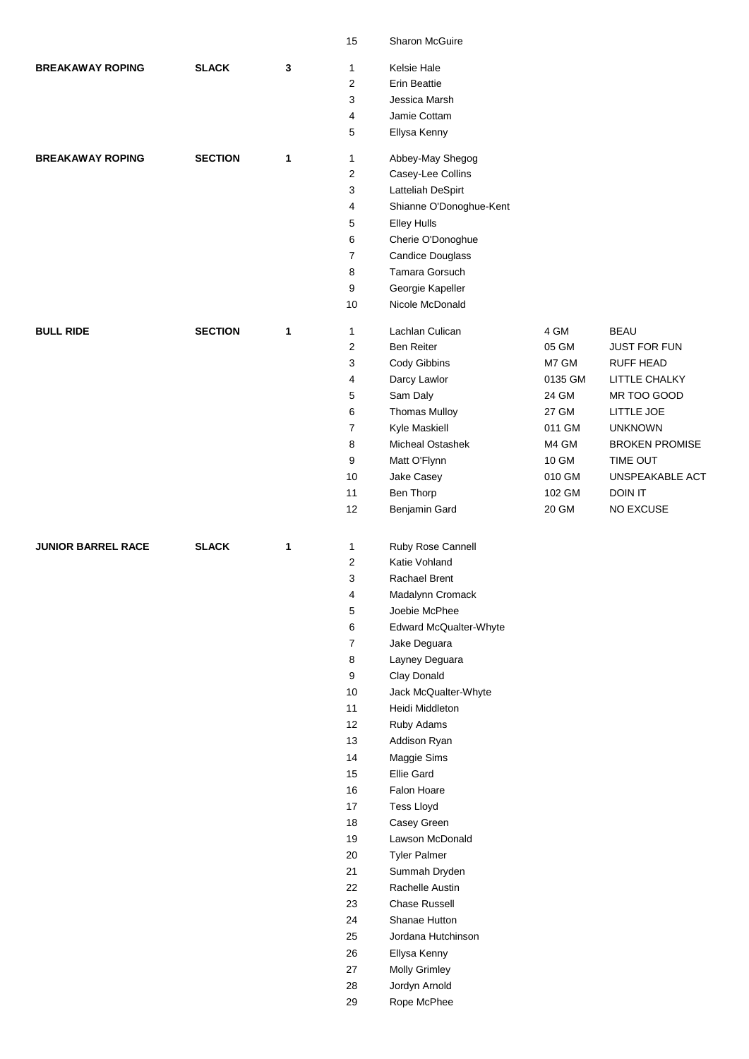| | | | | | |
|---|---|---|---|---|---|
| | | | 15 | Sharon McGuire | | |
| **BREAKAWAY ROPING** | **SLACK** | **3** | 1 | Kelsie Hale | | |
| | | | 2 | Erin Beattie | | |
| | | | 3 | Jessica Marsh | | |
| | | | 4 | Jamie Cottam | | |
| | | | 5 | Ellysa Kenny | | |
| **BREAKAWAY ROPING** | **SECTION** | **1** | 1 | Abbey-May Shegog | | |
| | | | 2 | Casey-Lee Collins | | |
| | | | 3 | Latteliah DeSpirt | | |
| | | | 4 | Shianne O'Donoghue-Kent | | |
| | | | 5 | Elley Hulls | | |
| | | | 6 | Cherie O'Donoghue | | |
| | | | 7 | Candice Douglass | | |
| | | | 8 | Tamara Gorsuch | | |
| | | | 9 | Georgie Kapeller | | |
| | | | 10 | Nicole McDonald | | |
| **BULL RIDE** | **SECTION** | **1** | 1 | Lachlan Culican | 4 GM | BEAU |
| | | | 2 | Ben Reiter | 05 GM | JUST FOR FUN |
| | | | 3 | Cody Gibbins | M7 GM | RUFF HEAD |
| | | | 4 | Darcy Lawlor | 0135 GM | LITTLE CHALKY |
| | | | 5 | Sam Daly | 24 GM | MR TOO GOOD |
| | | | 6 | Thomas Mulloy | 27 GM | LITTLE JOE |
| | | | 7 | Kyle Maskiell | 011 GM | UNKNOWN |
| | | | 8 | Micheal Ostashek | M4 GM | BROKEN PROMISE |
| | | | 9 | Matt O'Flynn | 10 GM | TIME OUT |
| | | | 10 | Jake Casey | 010 GM | UNSPEAKABLE ACT |
| | | | 11 | Ben Thorp | 102 GM | DOIN IT |
| | | | 12 | Benjamin Gard | 20 GM | NO EXCUSE |
| **JUNIOR BARREL RACE** | **SLACK** | **1** | 1 | Ruby Rose Cannell | | |
| | | | 2 | Katie Vohland | | |
| | | | 3 | Rachael Brent | | |
| | | | 4 | Madalynn Cromack | | |
| | | | 5 | Joebie McPhee | | |
| | | | 6 | Edward McQualter-Whyte | | |
| | | | 7 | Jake Deguara | | |
| | | | 8 | Layney Deguara | | |
| | | | 9 | Clay Donald | | |
| | | | 10 | Jack McQualter-Whyte | | |
| | | | 11 | Heidi Middleton | | |
| | | | 12 | Ruby Adams | | |
| | | | 13 | Addison Ryan | | |
| | | | 14 | Maggie Sims | | |
| | | | 15 | Ellie Gard | | |
| | | | 16 | Falon Hoare | | |
| | | | 17 | Tess Lloyd | | |
| | | | 18 | Casey Green | | |
| | | | 19 | Lawson McDonald | | |
| | | | 20 | Tyler Palmer | | |
| | | | 21 | Summah Dryden | | |
| | | | 22 | Rachelle Austin | | |
| | | | 23 | Chase Russell | | |
| | | | 24 | Shanae Hutton | | |
| | | | 25 | Jordana Hutchinson | | |
| | | | 26 | Ellysa Kenny | | |
| | | | 27 | Molly Grimley | | |
| | | | 28 | Jordyn Arnold | | |
| | | | 29 | Rope McPhee | | |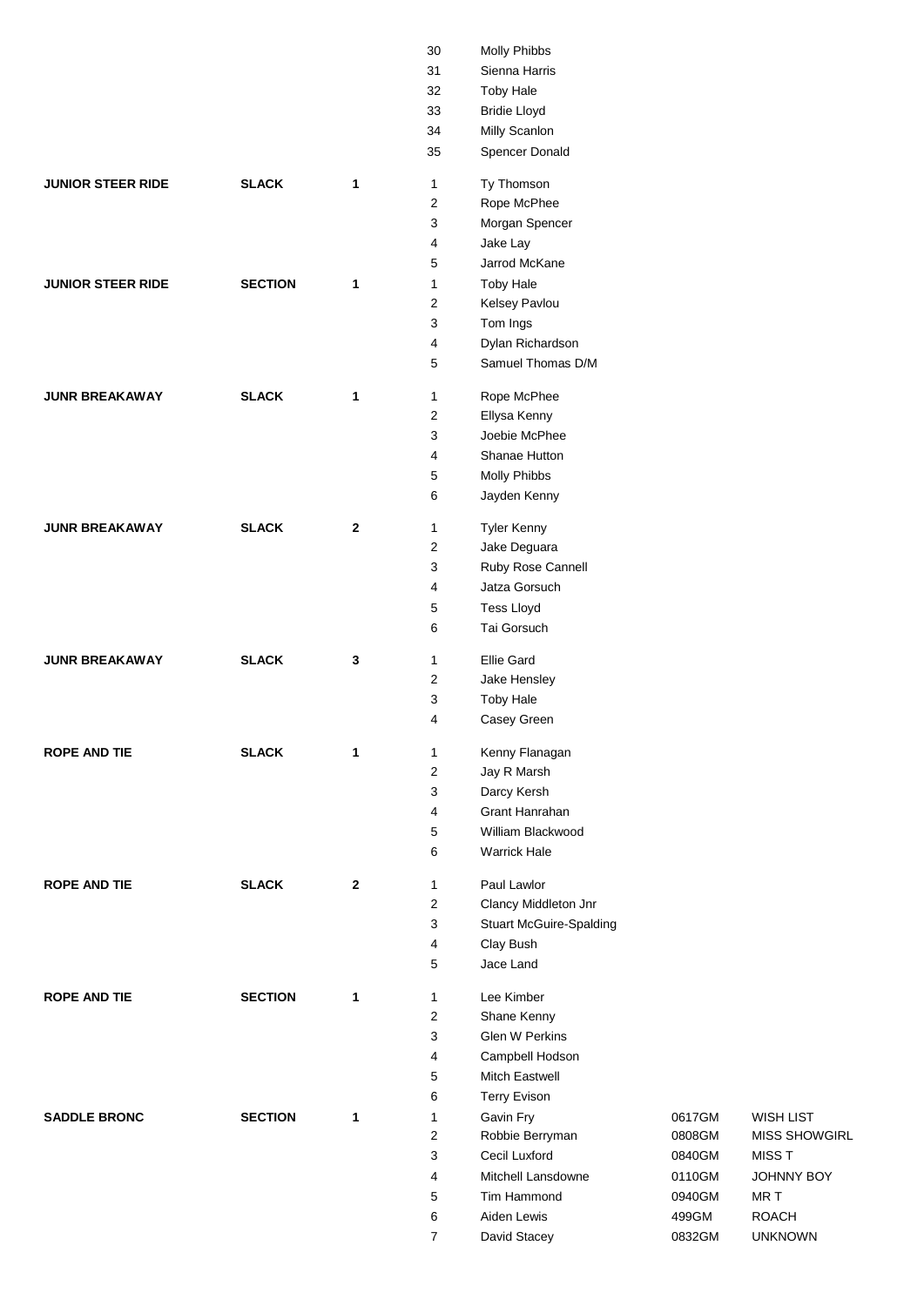| | | | | | | |
|---|---|---|---|---|---|---|
| | | | 30 | Molly Phibbs | | |
| | | | 31 | Sienna Harris | | |
| | | | 32 | Toby Hale | | |
| | | | 33 | Bridie Lloyd | | |
| | | | 34 | Milly Scanlon | | |
| | | | 35 | Spencer Donald | | |
| **JUNIOR STEER RIDE** | **SLACK** | **1** | 1 | Ty Thomson | | |
| | | | 2 | Rope McPhee | | |
| | | | 3 | Morgan Spencer | | |
| | | | 4 | Jake Lay | | |
| | | | 5 | Jarrod McKane | | |
| **JUNIOR STEER RIDE** | **SECTION** | **1** | 1 | Toby Hale | | |
| | | | 2 | Kelsey Pavlou | | |
| | | | 3 | Tom Ings | | |
| | | | 4 | Dylan Richardson | | |
| | | | 5 | Samuel Thomas D/M | | |
| **JUNR BREAKAWAY** | **SLACK** | **1** | 1 | Rope McPhee | | |
| | | | 2 | Ellysa Kenny | | |
| | | | 3 | Joebie McPhee | | |
| | | | 4 | Shanae Hutton | | |
| | | | 5 | Molly Phibbs | | |
| | | | 6 | Jayden Kenny | | |
| **JUNR BREAKAWAY** | **SLACK** | **2** | 1 | Tyler Kenny | | |
| | | | 2 | Jake Deguara | | |
| | | | 3 | Ruby Rose Cannell | | |
| | | | 4 | Jatza Gorsuch | | |
| | | | 5 | Tess Lloyd | | |
| | | | 6 | Tai Gorsuch | | |
| **JUNR BREAKAWAY** | **SLACK** | **3** | 1 | Ellie Gard | | |
| | | | 2 | Jake Hensley | | |
| | | | 3 | Toby Hale | | |
| | | | 4 | Casey Green | | |
| **ROPE AND TIE** | **SLACK** | **1** | 1 | Kenny Flanagan | | |
| | | | 2 | Jay R Marsh | | |
| | | | 3 | Darcy Kersh | | |
| | | | 4 | Grant Hanrahan | | |
| | | | 5 | William Blackwood | | |
| | | | 6 | Warrick Hale | | |
| **ROPE AND TIE** | **SLACK** | **2** | 1 | Paul Lawlor | | |
| | | | 2 | Clancy Middleton Jnr | | |
| | | | 3 | Stuart McGuire-Spalding | | |
| | | | 4 | Clay Bush | | |
| | | | 5 | Jace Land | | |
| **ROPE AND TIE** | **SECTION** | **1** | 1 | Lee Kimber | | |
| | | | 2 | Shane Kenny | | |
| | | | 3 | Glen W Perkins | | |
| | | | 4 | Campbell Hodson | | |
| | | | 5 | Mitch Eastwell | | |
| | | | 6 | Terry Evison | | |
| **SADDLE BRONC** | **SECTION** | **1** | 1 | Gavin Fry | 0617GM | WISH LIST |
| | | | 2 | Robbie Berryman | 0808GM | MISS SHOWGIRL |
| | | | 3 | Cecil Luxford | 0840GM | MISS T |
| | | | 4 | Mitchell Lansdowne | 0110GM | JOHNNY BOY |
| | | | 5 | Tim Hammond | 0940GM | MR T |
| | | | 6 | Aiden Lewis | 499GM | ROACH |
| | | | 7 | David Stacey | 0832GM | UNKNOWN |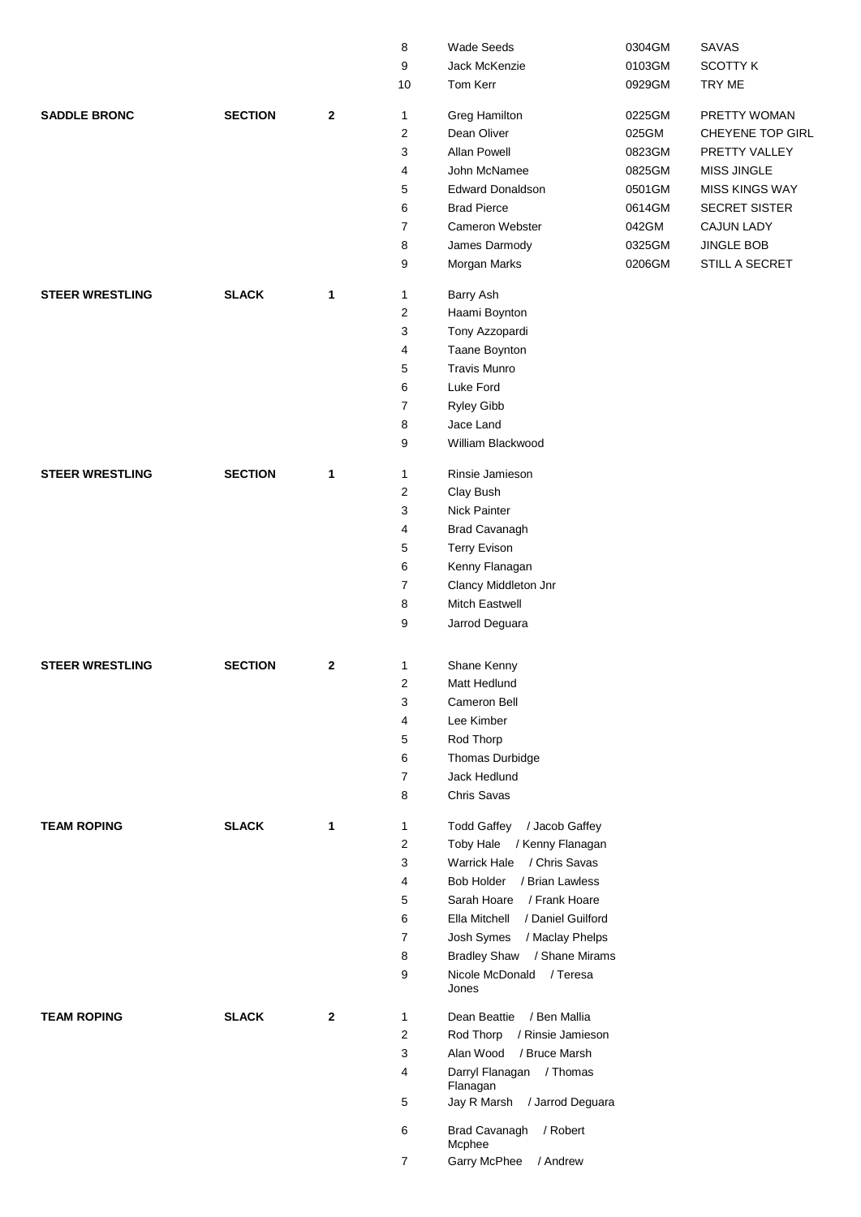| Event | Type | Group | No. | Name | Number | Animal |
|---|---|---|---|---|---|---|
| | | | 8 | Wade Seeds | 0304GM | SAVAS |
| | | | 9 | Jack McKenzie | 0103GM | SCOTTY K |
| | | | 10 | Tom Kerr | 0929GM | TRY ME |
| **SADDLE BRONC** | **SECTION** | **2** | 1 | Greg Hamilton | 0225GM | PRETTY WOMAN |
| | | | 2 | Dean Oliver | 025GM | CHEYENE TOP GIRL |
| | | | 3 | Allan Powell | 0823GM | PRETTY VALLEY |
| | | | 4 | John McNamee | 0825GM | MISS JINGLE |
| | | | 5 | Edward Donaldson | 0501GM | MISS KINGS WAY |
| | | | 6 | Brad Pierce | 0614GM | SECRET SISTER |
| | | | 7 | Cameron Webster | 042GM | CAJUN LADY |
| | | | 8 | James Darmody | 0325GM | JINGLE BOB |
| | | | 9 | Morgan Marks | 0206GM | STILL A SECRET |
| **STEER WRESTLING** | **SLACK** | **1** | 1 | Barry Ash | | |
| | | | 2 | Haami Boynton | | |
| | | | 3 | Tony Azzopardi | | |
| | | | 4 | Taane Boynton | | |
| | | | 5 | Travis Munro | | |
| | | | 6 | Luke Ford | | |
| | | | 7 | Ryley Gibb | | |
| | | | 8 | Jace Land | | |
| | | | 9 | William Blackwood | | |
| **STEER WRESTLING** | **SECTION** | **1** | 1 | Rinsie Jamieson | | |
| | | | 2 | Clay Bush | | |
| | | | 3 | Nick Painter | | |
| | | | 4 | Brad Cavanagh | | |
| | | | 5 | Terry Evison | | |
| | | | 6 | Kenny Flanagan | | |
| | | | 7 | Clancy Middleton Jnr | | |
| | | | 8 | Mitch Eastwell | | |
| | | | 9 | Jarrod Deguara | | |
| **STEER WRESTLING** | **SECTION** | **2** | 1 | Shane Kenny | | |
| | | | 2 | Matt Hedlund | | |
| | | | 3 | Cameron Bell | | |
| | | | 4 | Lee Kimber | | |
| | | | 5 | Rod Thorp | | |
| | | | 6 | Thomas Durbidge | | |
| | | | 7 | Jack Hedlund | | |
| | | | 8 | Chris Savas | | |
| **TEAM ROPING** | **SLACK** | **1** | 1 | Todd Gaffey / Jacob Gaffey | | |
| | | | 2 | Toby Hale / Kenny Flanagan | | |
| | | | 3 | Warrick Hale / Chris Savas | | |
| | | | 4 | Bob Holder / Brian Lawless | | |
| | | | 5 | Sarah Hoare / Frank Hoare | | |
| | | | 6 | Ella Mitchell / Daniel Guilford | | |
| | | | 7 | Josh Symes / Maclay Phelps | | |
| | | | 8 | Bradley Shaw / Shane Mirams | | |
| | | | 9 | Nicole McDonald / Teresa Jones | | |
| **TEAM ROPING** | **SLACK** | **2** | 1 | Dean Beattie / Ben Mallia | | |
| | | | 2 | Rod Thorp / Rinsie Jamieson | | |
| | | | 3 | Alan Wood / Bruce Marsh | | |
| | | | 4 | Darryl Flanagan / Thomas Flanagan | | |
| | | | 5 | Jay R Marsh / Jarrod Deguara | | |
| | | | 6 | Brad Cavanagh / Robert Mcphee | | |
| | | | 7 | Garry McPhee / Andrew | | |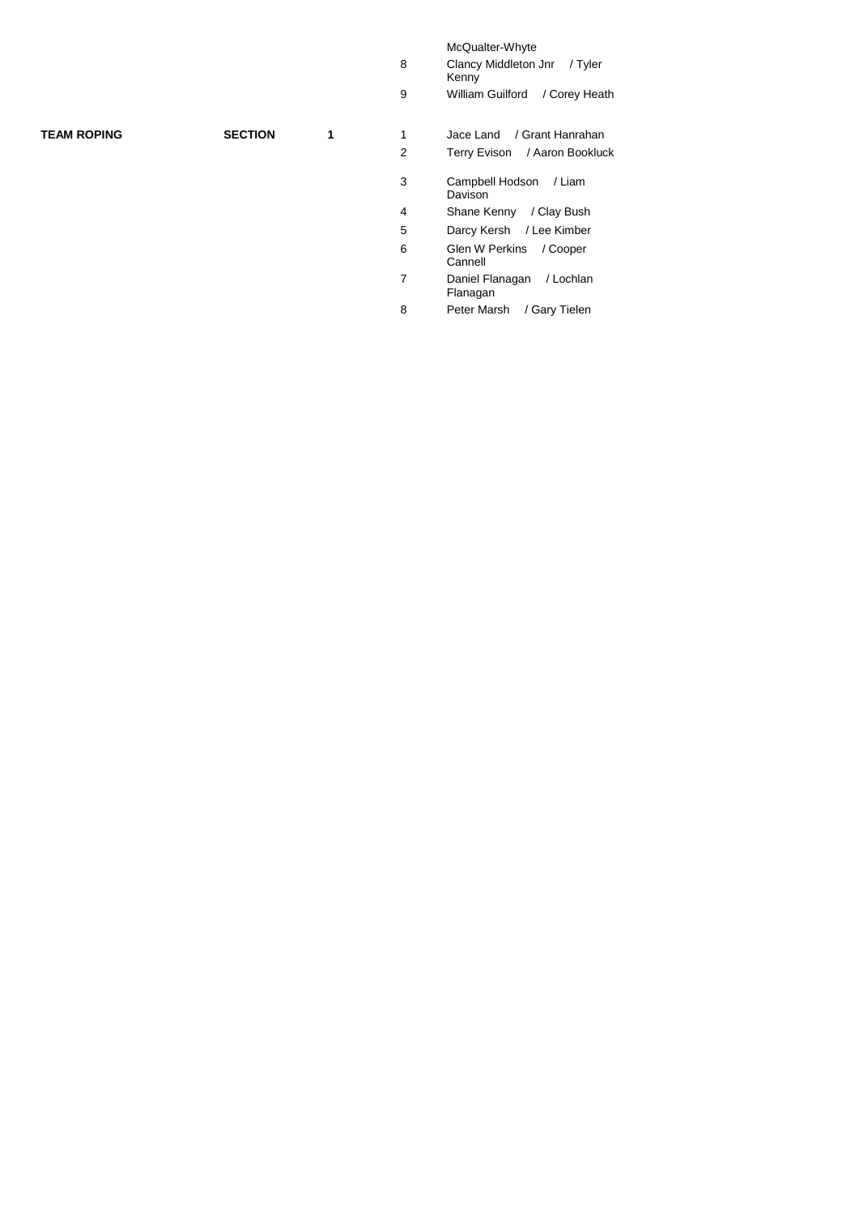| | | | | |
|---|---|---|---|---|
| | | | | McQualter-Whyte |
| | | | 8 | Clancy Middleton Jnr / Tyler Kenny |
| | | | 9 | William Guilford / Corey Heath |
| **TEAM ROPING** | **SECTION** | **1** | 1 | Jace Land / Grant Hanrahan |
| | | | 2 | Terry Evison / Aaron Bookluck |
| | | | 3 | Campbell Hodson / Liam Davison |
| | | | 4 | Shane Kenny / Clay Bush |
| | | | 5 | Darcy Kersh / Lee Kimber |
| | | | 6 | Glen W Perkins / Cooper Cannell |
| | | | 7 | Daniel Flanagan / Lochlan Flanagan |
| | | | 8 | Peter Marsh / Gary Tielen |